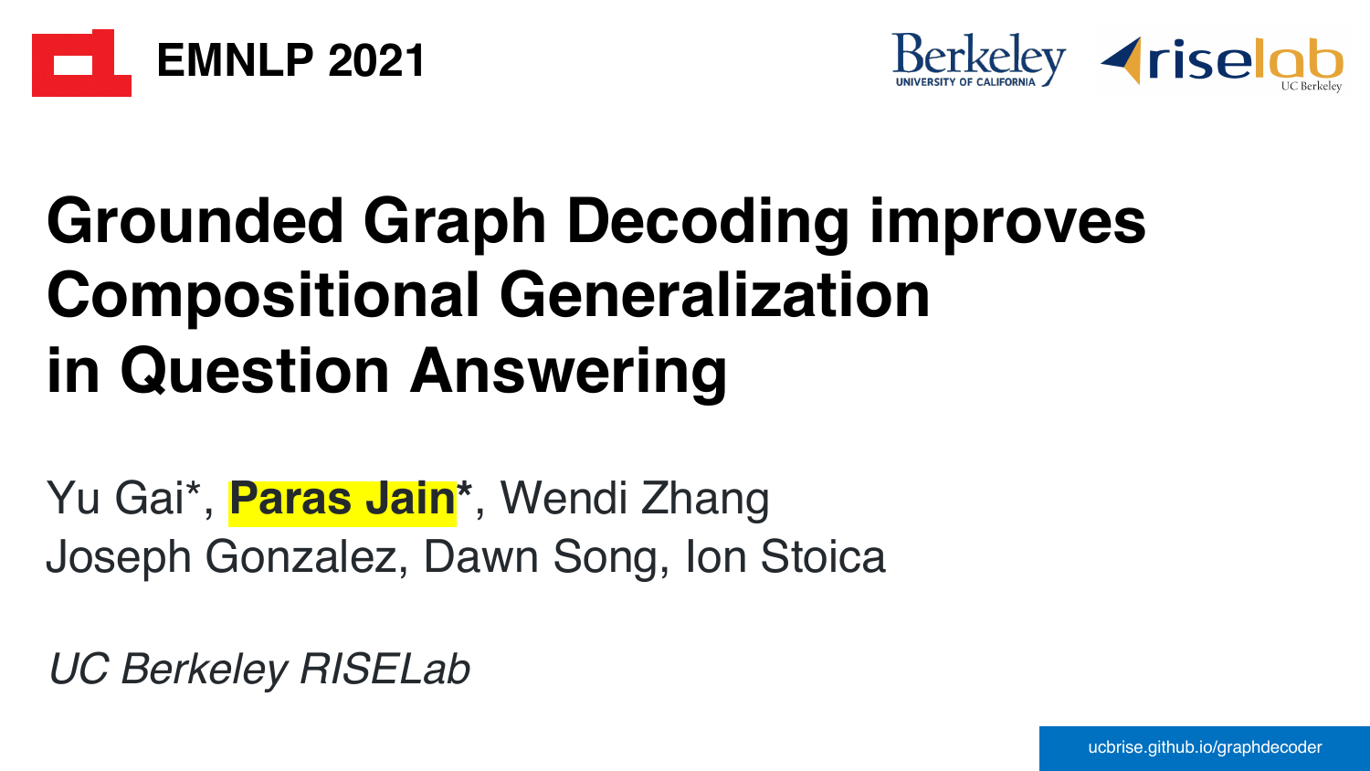EMNLP 2021

Berkeley UNIVERSITY OF CALIFORNIA

riselab UC Berkeley

# Grounded Graph Decoding improves Compositional Generalization in Question Answering

Yu Gai*, **Paras Jain***, Wendi Zhang
Joseph Gonzalez, Dawn Song, Ion Stoica

*UC Berkeley RISELab*

ucbrise.github.io/graphdecoder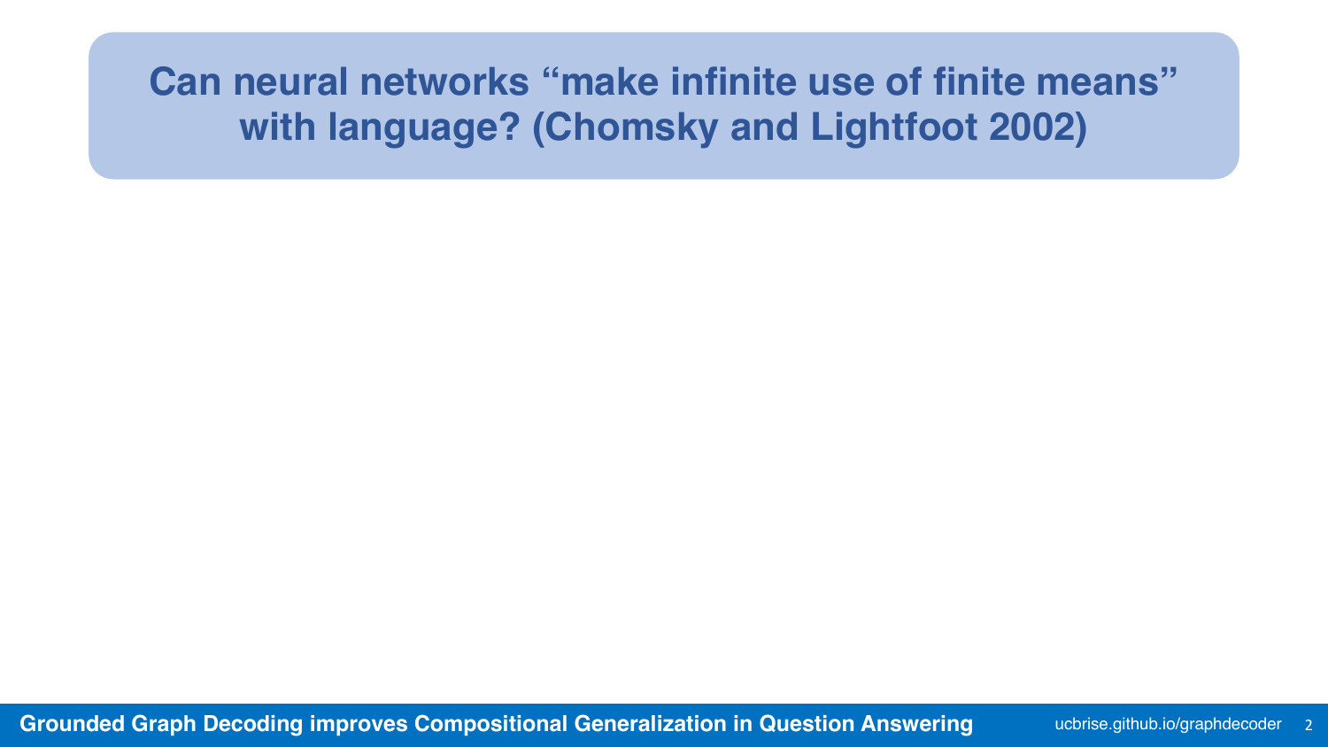# Can neural networks "make infinite use of finite means" with language? (Chomsky and Lightfoot 2002)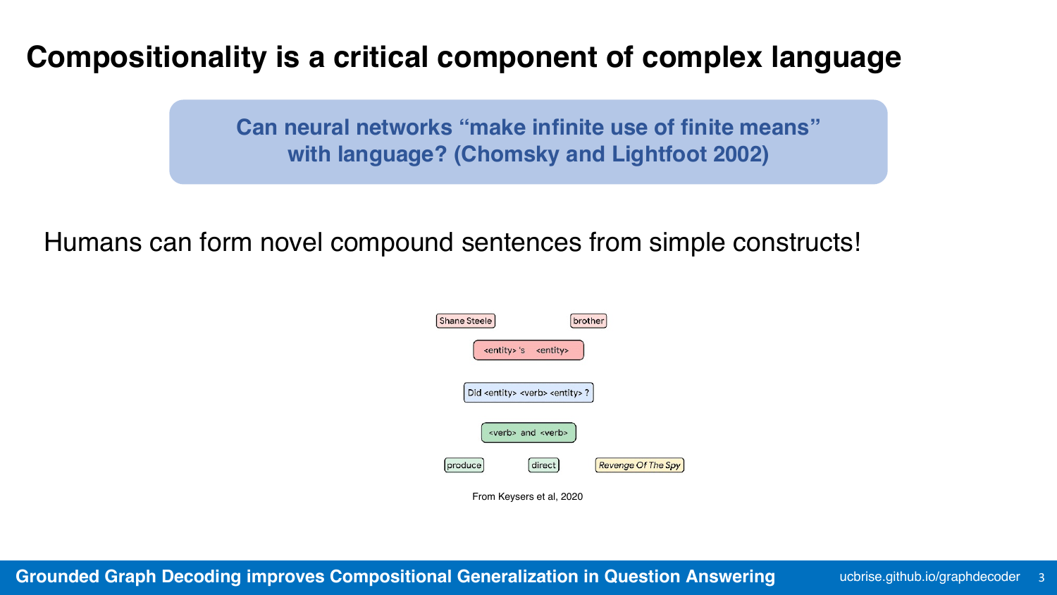# Compositionality is a critical component of complex language

**Can neural networks "make infinite use of finite means" with language? (Chomsky and Lightfoot 2002)**

Humans can form novel compound sentences from simple constructs!

Shane Steele

brother

<entity> 's <entity>

Did <entity> <verb> <entity> ?

<verb> and <verb>

produce

direct

*Revenge Of The Spy*

From Keysers et al, 2020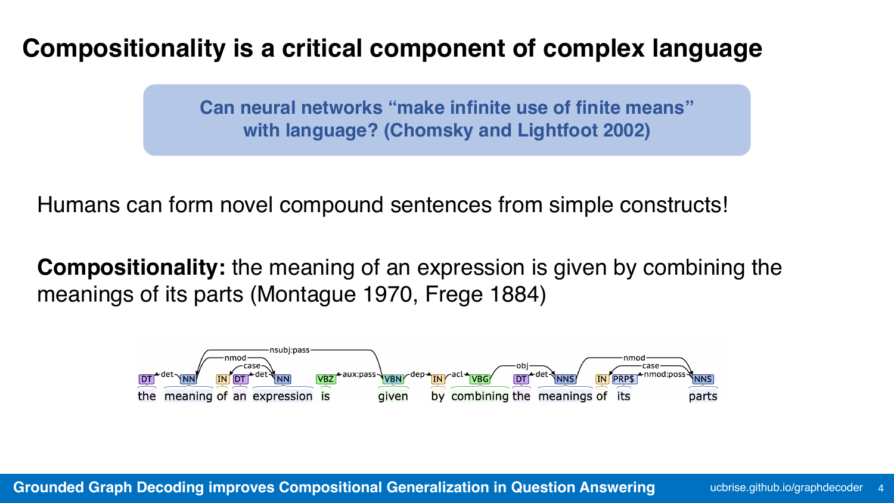# Compositionality is a critical component of complex language

**Can neural networks "make infinite use of finite means" with language? (Chomsky and Lightfoot 2002)**

Humans can form novel compound sentences from simple constructs!

**Compositionality:** the meaning of an expression is given by combining the meanings of its parts (Montague 1970, Frege 1884)

| DT | NN | IN | DT | NN | VBZ | VBN | IN | VBG | DT | NNS | IN | PRP$ | NNS |
|---|---|---|---|---|---|---|---|---|---|---|---|---|---|
| the | meaning | of | an | expression | is | given | by | combining | the | meanings | of | its | parts |

Dependency arcs: det, nmod, case, det, nsubj:pass, aux:pass, dep, acl, obj, det, nmod, case, nmod:poss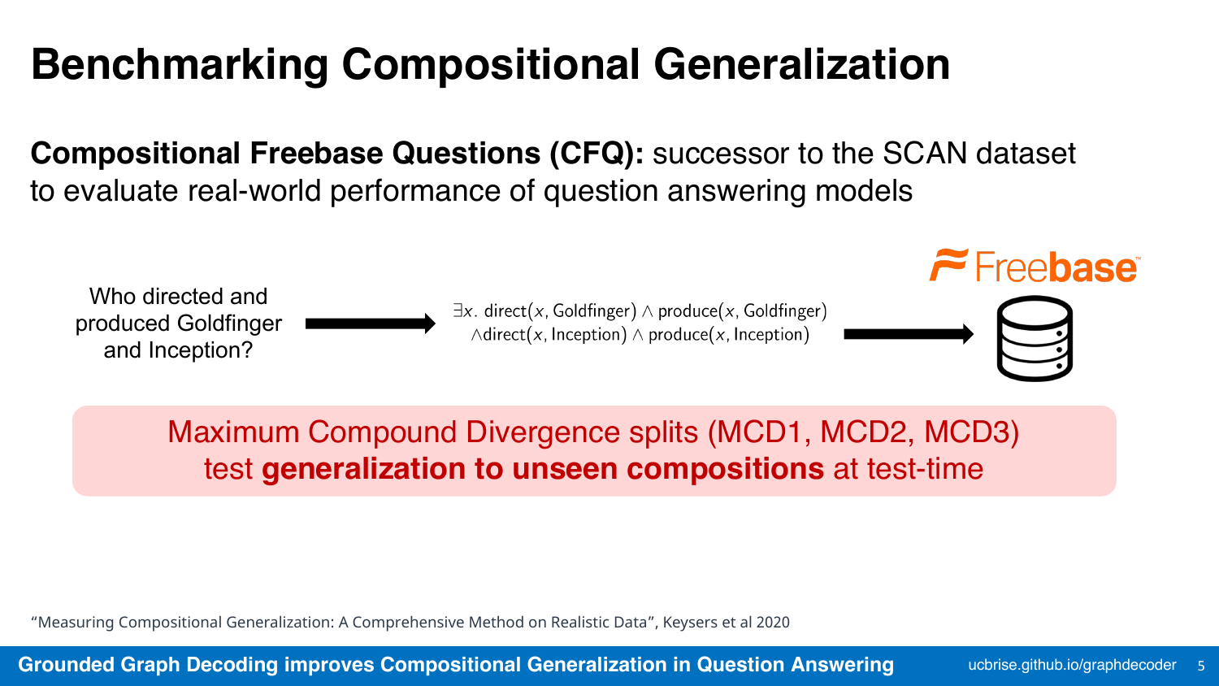# Benchmarking Compositional Generalization

**Compositional Freebase Questions (CFQ):** successor to the SCAN dataset to evaluate real-world performance of question answering models

Who directed and produced Goldfinger and Inception?

$$\exists x.\ \text{direct}(x, \text{Goldfinger}) \wedge \text{produce}(x, \text{Goldfinger}) \wedge \text{direct}(x, \text{Inception}) \wedge \text{produce}(x, \text{Inception})$$

Freebase

Maximum Compound Divergence splits (MCD1, MCD2, MCD3) test **generalization to unseen compositions** at test-time

"Measuring Compositional Generalization: A Comprehensive Method on Realistic Data", Keysers et al 2020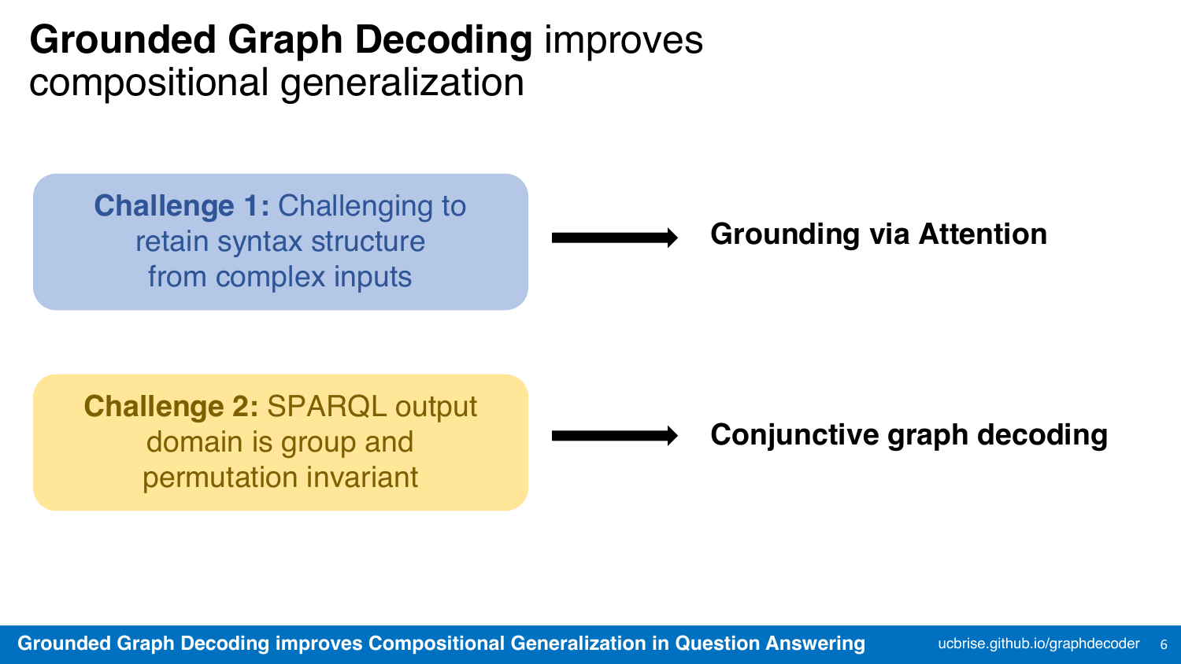# **Grounded Graph Decoding** improves compositional generalization

**Challenge 1:** Challenging to retain syntax structure from complex inputs → **Grounding via Attention**

**Challenge 2:** SPARQL output domain is group and permutation invariant → **Conjunctive graph decoding**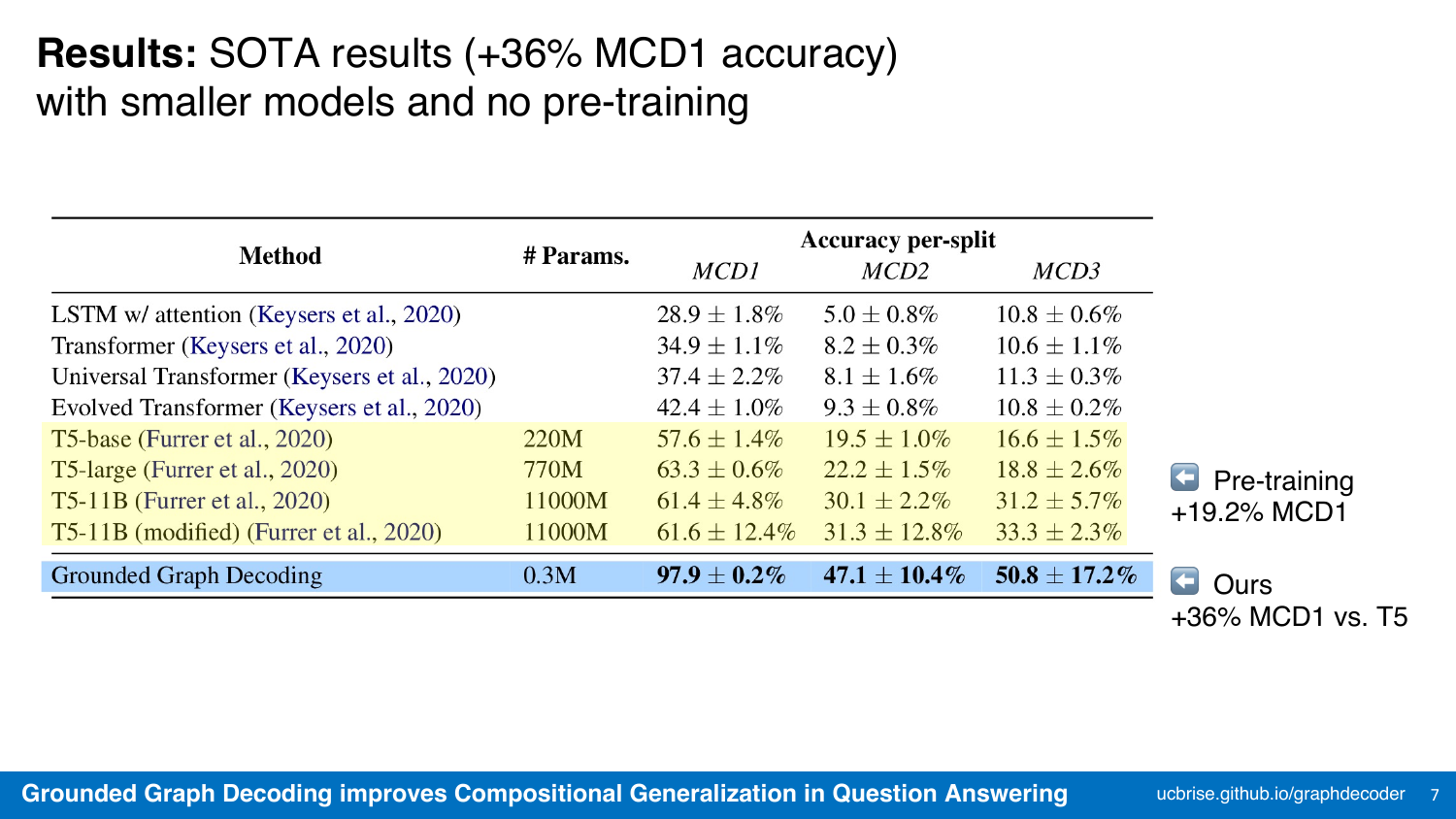# **Results:** SOTA results (+36% MCD1 accuracy) with smaller models and no pre-training

| Method | # Params. | Accuracy per-split | | |
|---|---|---|---|---|
| | | *MCD1* | *MCD2* | *MCD3* |
| LSTM w/ attention (Keysers et al., 2020) | | $28.9 \pm 1.8\%$ | $5.0 \pm 0.8\%$ | $10.8 \pm 0.6\%$ |
| Transformer (Keysers et al., 2020) | | $34.9 \pm 1.1\%$ | $8.2 \pm 0.3\%$ | $10.6 \pm 1.1\%$ |
| Universal Transformer (Keysers et al., 2020) | | $37.4 \pm 2.2\%$ | $8.1 \pm 1.6\%$ | $11.3 \pm 0.3\%$ |
| Evolved Transformer (Keysers et al., 2020) | | $42.4 \pm 1.0\%$ | $9.3 \pm 0.8\%$ | $10.8 \pm 0.2\%$ |
| T5-base (Furrer et al., 2020) | 220M | $57.6 \pm 1.4\%$ | $19.5 \pm 1.0\%$ | $16.6 \pm 1.5\%$ |
| T5-large (Furrer et al., 2020) | 770M | $63.3 \pm 0.6\%$ | $22.2 \pm 1.5\%$ | $18.8 \pm 2.6\%$ |
| T5-11B (Furrer et al., 2020) | 11000M | $61.4 \pm 4.8\%$ | $30.1 \pm 2.2\%$ | $31.2 \pm 5.7\%$ |
| T5-11B (modified) (Furrer et al., 2020) | 11000M | $61.6 \pm 12.4\%$ | $31.3 \pm 12.8\%$ | $33.3 \pm 2.3\%$ |
| Grounded Graph Decoding | 0.3M | **$97.9 \pm 0.2\%$** | **$47.1 \pm 10.4\%$** | **$50.8 \pm 17.2\%$** |

⬅ Pre-training +19.2% MCD1

⬅ Ours +36% MCD1 vs. T5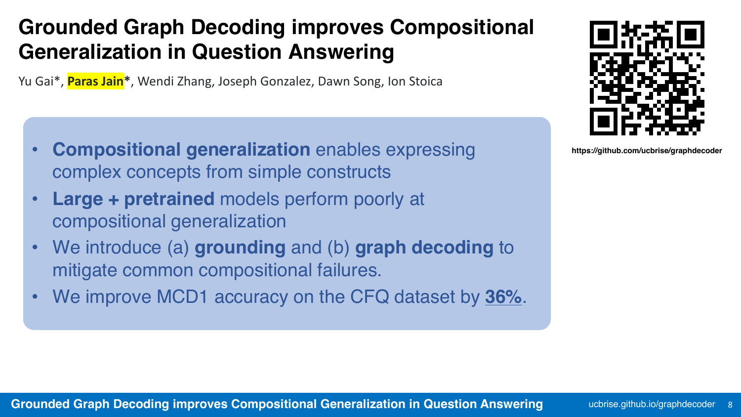# Grounded Graph Decoding improves Compositional Generalization in Question Answering

Yu Gai*, **Paras Jain***, Wendi Zhang, Joseph Gonzalez, Dawn Song, Ion Stoica

https://github.com/ucbrise/graphdecoder

- **Compositional generalization** enables expressing complex concepts from simple constructs
- **Large + pretrained** models perform poorly at compositional generalization
- We introduce (a) **grounding** and (b) **graph decoding** to mitigate common compositional failures.
- We improve MCD1 accuracy on the CFQ dataset by **36%**.